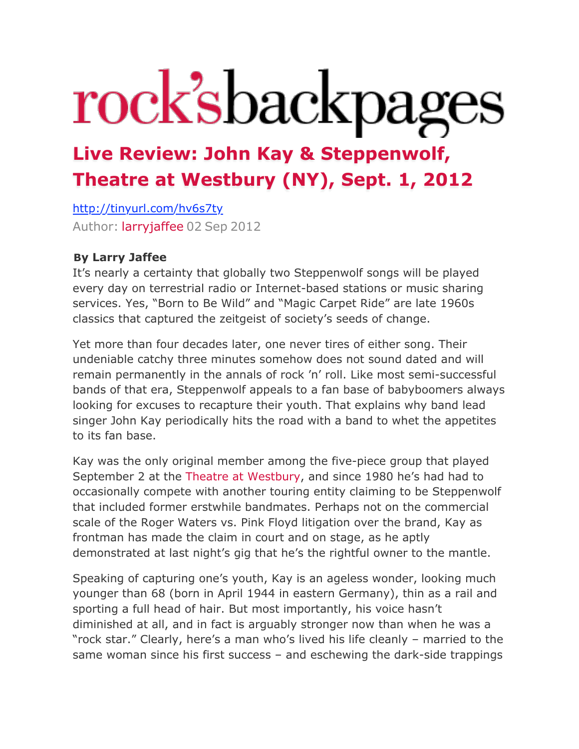# rock's backpages

## Live Review: John Kay & Steppenwolf, Theatre at Westbury (NY), Sept. 1, 2012

http://tinyurl.com/hv6s7ty

Author: larryjaffee 02 Sep 2012

**By Larry Jaffee**

It's nearly a certainty that globally two Steppenwolf songs will be played every day on terrestrial radio or Internet-based stations or music sharing services. Yes, "Born to Be Wild" and "Magic Carpet Ride" are late 1960s classics that captured the zeitgeist of society's seeds of change.

Yet more than four decades later, one never tires of either song. Their undeniable catchy three minutes somehow does not sound dated and will remain permanently in the annals of rock 'n' roll. Like most semi-successful bands of that era, Steppenwolf appeals to a fan base of babyboomers always looking for excuses to recapture their youth. That explains why band lead singer John Kay periodically hits the road with a band to whet the appetites to its fan base.

Kay was the only original member among the five-piece group that played September 2 at the Theatre at Westbury, and since 1980 he's had had to occasionally compete with another touring entity claiming to be Steppenwolf that included former erstwhile bandmates. Perhaps not on the commercial scale of the Roger Waters vs. Pink Floyd litigation over the brand, Kay as frontman has made the claim in court and on stage, as he aptly demonstrated at last night's gig that he's the rightful owner to the mantle.

Speaking of capturing one's youth, Kay is an ageless wonder, looking much younger than 68 (born in April 1944 in eastern Germany), thin as a rail and sporting a full head of hair. But most importantly, his voice hasn't diminished at all, and in fact is arguably stronger now than when he was a "rock star." Clearly, here's a man who's lived his life cleanly – married to the same woman since his first success – and eschewing the dark-side trappings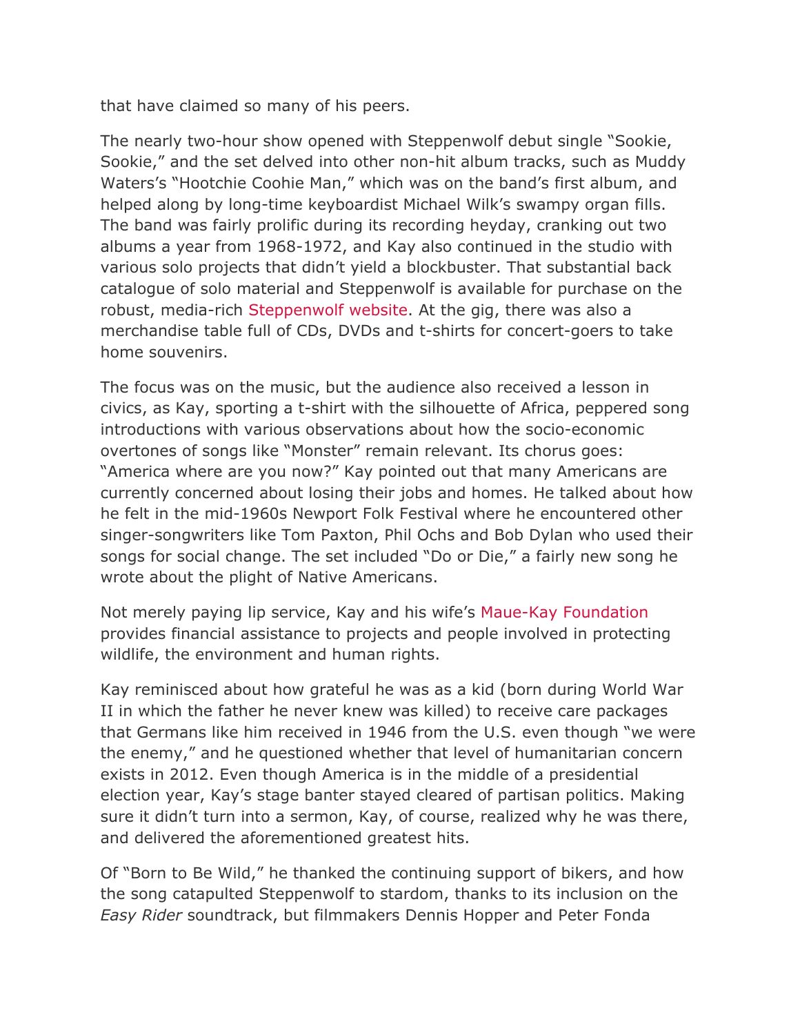that have claimed so many of his peers.

The nearly two-hour show opened with Steppenwolf debut single "Sookie, Sookie," and the set delved into other non-hit album tracks, such as Muddy Waters's "Hootchie Coohie Man," which was on the band's first album, and helped along by long-time keyboardist Michael Wilk's swampy organ fills. The band was fairly prolific during its recording heyday, cranking out two albums a year from 1968-1972, and Kay also continued in the studio with various solo projects that didn't yield a blockbuster. That substantial back catalogue of solo material and Steppenwolf is available for purchase on the robust, media-rich Steppenwolf website. At the gig, there was also a merchandise table full of CDs, DVDs and t-shirts for concert-goers to take home souvenirs.

The focus was on the music, but the audience also received a lesson in civics, as Kay, sporting a t-shirt with the silhouette of Africa, peppered song introductions with various observations about how the socio-economic overtones of songs like "Monster" remain relevant. Its chorus goes: "America where are you now?" Kay pointed out that many Americans are currently concerned about losing their jobs and homes. He talked about how he felt in the mid-1960s Newport Folk Festival where he encountered other singer-songwriters like Tom Paxton, Phil Ochs and Bob Dylan who used their songs for social change. The set included "Do or Die," a fairly new song he wrote about the plight of Native Americans.

Not merely paying lip service, Kay and his wife's Maue-Kay Foundation provides financial assistance to projects and people involved in protecting wildlife, the environment and human rights.

Kay reminisced about how grateful he was as a kid (born during World War II in which the father he never knew was killed) to receive care packages that Germans like him received in 1946 from the U.S. even though "we were the enemy," and he questioned whether that level of humanitarian concern exists in 2012. Even though America is in the middle of a presidential election year, Kay's stage banter stayed cleared of partisan politics. Making sure it didn't turn into a sermon, Kay, of course, realized why he was there, and delivered the aforementioned greatest hits.

Of "Born to Be Wild," he thanked the continuing support of bikers, and how the song catapulted Steppenwolf to stardom, thanks to its inclusion on the *Easy Rider* soundtrack, but filmmakers Dennis Hopper and Peter Fonda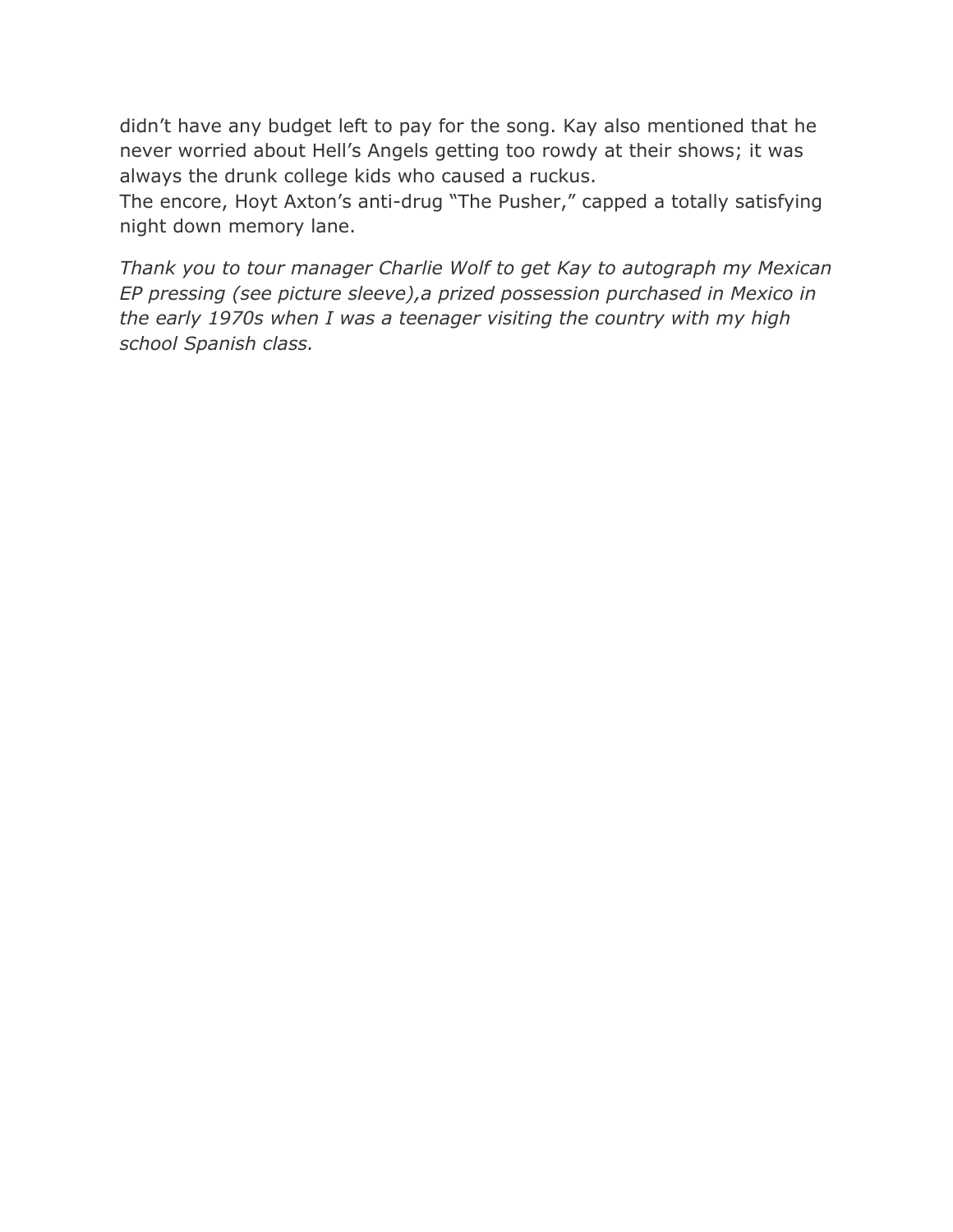didn't have any budget left to pay for the song. Kay also mentioned that he never worried about Hell's Angels getting too rowdy at their shows; it was always the drunk college kids who caused a ruckus.
The encore, Hoyt Axton's anti-drug "The Pusher," capped a totally satisfying night down memory lane.

*Thank you to tour manager Charlie Wolf to get Kay to autograph my Mexican EP pressing (see picture sleeve),a prized possession purchased in Mexico in the early 1970s when I was a teenager visiting the country with my high school Spanish class.*